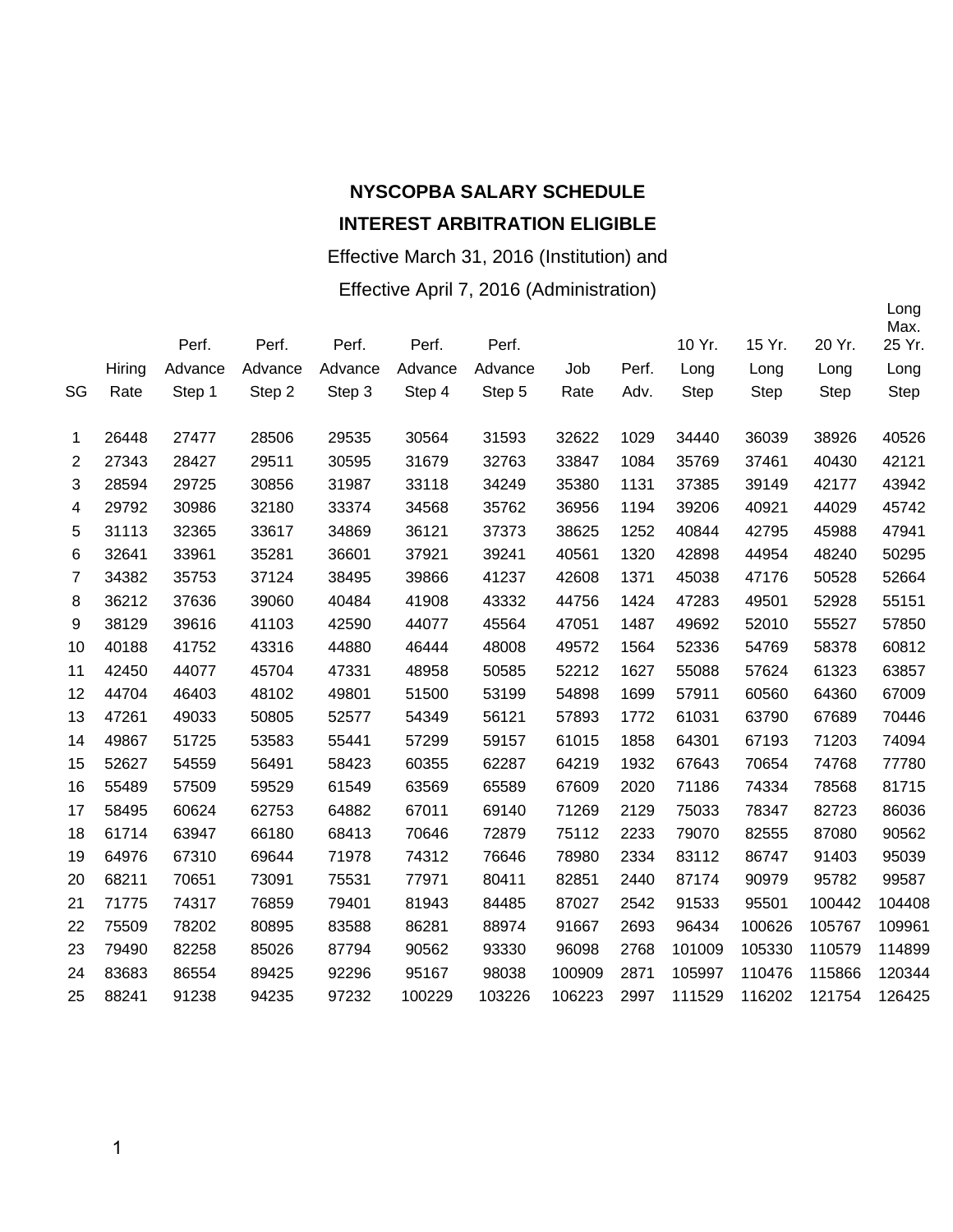**NYSCOPBA SALARY SCHEDULE**

**INTEREST ARBITRATION ELIGIBLE**

Effective March 31, 2016 (Institution) and

Effective April 7, 2016 (Administration)

| SG | Hiring Rate | Perf. Advance Step 1 | Perf. Advance Step 2 | Perf. Advance Step 3 | Perf. Advance Step 4 | Perf. Advance Step 5 | Job Rate | Perf. Adv. | 10 Yr. Long Step | 15 Yr. Long Step | 20 Yr. Long Step | Long Max. 25 Yr. Long Step |
|---|---|---|---|---|---|---|---|---|---|---|---|---|
| 1 | 26448 | 27477 | 28506 | 29535 | 30564 | 31593 | 32622 | 1029 | 34440 | 36039 | 38926 | 40526 |
| 2 | 27343 | 28427 | 29511 | 30595 | 31679 | 32763 | 33847 | 1084 | 35769 | 37461 | 40430 | 42121 |
| 3 | 28594 | 29725 | 30856 | 31987 | 33118 | 34249 | 35380 | 1131 | 37385 | 39149 | 42177 | 43942 |
| 4 | 29792 | 30986 | 32180 | 33374 | 34568 | 35762 | 36956 | 1194 | 39206 | 40921 | 44029 | 45742 |
| 5 | 31113 | 32365 | 33617 | 34869 | 36121 | 37373 | 38625 | 1252 | 40844 | 42795 | 45988 | 47941 |
| 6 | 32641 | 33961 | 35281 | 36601 | 37921 | 39241 | 40561 | 1320 | 42898 | 44954 | 48240 | 50295 |
| 7 | 34382 | 35753 | 37124 | 38495 | 39866 | 41237 | 42608 | 1371 | 45038 | 47176 | 50528 | 52664 |
| 8 | 36212 | 37636 | 39060 | 40484 | 41908 | 43332 | 44756 | 1424 | 47283 | 49501 | 52928 | 55151 |
| 9 | 38129 | 39616 | 41103 | 42590 | 44077 | 45564 | 47051 | 1487 | 49692 | 52010 | 55527 | 57850 |
| 10 | 40188 | 41752 | 43316 | 44880 | 46444 | 48008 | 49572 | 1564 | 52336 | 54769 | 58378 | 60812 |
| 11 | 42450 | 44077 | 45704 | 47331 | 48958 | 50585 | 52212 | 1627 | 55088 | 57624 | 61323 | 63857 |
| 12 | 44704 | 46403 | 48102 | 49801 | 51500 | 53199 | 54898 | 1699 | 57911 | 60560 | 64360 | 67009 |
| 13 | 47261 | 49033 | 50805 | 52577 | 54349 | 56121 | 57893 | 1772 | 61031 | 63790 | 67689 | 70446 |
| 14 | 49867 | 51725 | 53583 | 55441 | 57299 | 59157 | 61015 | 1858 | 64301 | 67193 | 71203 | 74094 |
| 15 | 52627 | 54559 | 56491 | 58423 | 60355 | 62287 | 64219 | 1932 | 67643 | 70654 | 74768 | 77780 |
| 16 | 55489 | 57509 | 59529 | 61549 | 63569 | 65589 | 67609 | 2020 | 71186 | 74334 | 78568 | 81715 |
| 17 | 58495 | 60624 | 62753 | 64882 | 67011 | 69140 | 71269 | 2129 | 75033 | 78347 | 82723 | 86036 |
| 18 | 61714 | 63947 | 66180 | 68413 | 70646 | 72879 | 75112 | 2233 | 79070 | 82555 | 87080 | 90562 |
| 19 | 64976 | 67310 | 69644 | 71978 | 74312 | 76646 | 78980 | 2334 | 83112 | 86747 | 91403 | 95039 |
| 20 | 68211 | 70651 | 73091 | 75531 | 77971 | 80411 | 82851 | 2440 | 87174 | 90979 | 95782 | 99587 |
| 21 | 71775 | 74317 | 76859 | 79401 | 81943 | 84485 | 87027 | 2542 | 91533 | 95501 | 100442 | 104408 |
| 22 | 75509 | 78202 | 80895 | 83588 | 86281 | 88974 | 91667 | 2693 | 96434 | 100626 | 105767 | 109961 |
| 23 | 79490 | 82258 | 85026 | 87794 | 90562 | 93330 | 96098 | 2768 | 101009 | 105330 | 110579 | 114899 |
| 24 | 83683 | 86554 | 89425 | 92296 | 95167 | 98038 | 100909 | 2871 | 105997 | 110476 | 115866 | 120344 |
| 25 | 88241 | 91238 | 94235 | 97232 | 100229 | 103226 | 106223 | 2997 | 111529 | 116202 | 121754 | 126425 |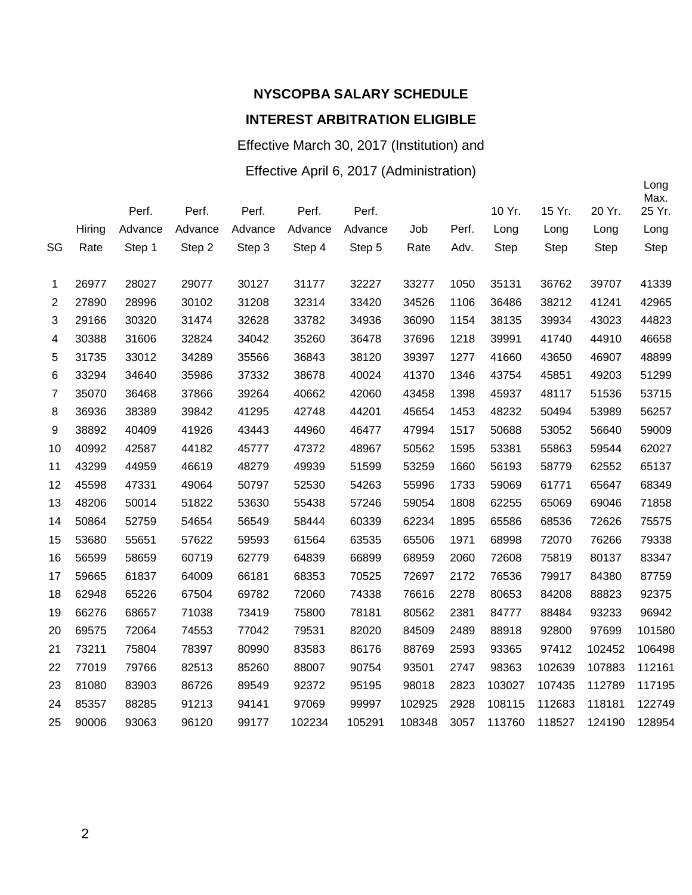**NYSCOPBA SALARY SCHEDULE**

**INTEREST ARBITRATION ELIGIBLE**

Effective March 30, 2017 (Institution) and

Effective April 6, 2017 (Administration)

| SG | Hiring Rate | Perf. Advance Step 1 | Perf. Advance Step 2 | Perf. Advance Step 3 | Perf. Advance Step 4 | Perf. Advance Step 5 | Job Rate | Perf. Adv. | 10 Yr. Long Step | 15 Yr. Long Step | 20 Yr. Long Step | Long Max. 25 Yr. Long Step |
|---|---|---|---|---|---|---|---|---|---|---|---|---|
| 1 | 26977 | 28027 | 29077 | 30127 | 31177 | 32227 | 33277 | 1050 | 35131 | 36762 | 39707 | 41339 |
| 2 | 27890 | 28996 | 30102 | 31208 | 32314 | 33420 | 34526 | 1106 | 36486 | 38212 | 41241 | 42965 |
| 3 | 29166 | 30320 | 31474 | 32628 | 33782 | 34936 | 36090 | 1154 | 38135 | 39934 | 43023 | 44823 |
| 4 | 30388 | 31606 | 32824 | 34042 | 35260 | 36478 | 37696 | 1218 | 39991 | 41740 | 44910 | 46658 |
| 5 | 31735 | 33012 | 34289 | 35566 | 36843 | 38120 | 39397 | 1277 | 41660 | 43650 | 46907 | 48899 |
| 6 | 33294 | 34640 | 35986 | 37332 | 38678 | 40024 | 41370 | 1346 | 43754 | 45851 | 49203 | 51299 |
| 7 | 35070 | 36468 | 37866 | 39264 | 40662 | 42060 | 43458 | 1398 | 45937 | 48117 | 51536 | 53715 |
| 8 | 36936 | 38389 | 39842 | 41295 | 42748 | 44201 | 45654 | 1453 | 48232 | 50494 | 53989 | 56257 |
| 9 | 38892 | 40409 | 41926 | 43443 | 44960 | 46477 | 47994 | 1517 | 50688 | 53052 | 56640 | 59009 |
| 10 | 40992 | 42587 | 44182 | 45777 | 47372 | 48967 | 50562 | 1595 | 53381 | 55863 | 59544 | 62027 |
| 11 | 43299 | 44959 | 46619 | 48279 | 49939 | 51599 | 53259 | 1660 | 56193 | 58779 | 62552 | 65137 |
| 12 | 45598 | 47331 | 49064 | 50797 | 52530 | 54263 | 55996 | 1733 | 59069 | 61771 | 65647 | 68349 |
| 13 | 48206 | 50014 | 51822 | 53630 | 55438 | 57246 | 59054 | 1808 | 62255 | 65069 | 69046 | 71858 |
| 14 | 50864 | 52759 | 54654 | 56549 | 58444 | 60339 | 62234 | 1895 | 65586 | 68536 | 72626 | 75575 |
| 15 | 53680 | 55651 | 57622 | 59593 | 61564 | 63535 | 65506 | 1971 | 68998 | 72070 | 76266 | 79338 |
| 16 | 56599 | 58659 | 60719 | 62779 | 64839 | 66899 | 68959 | 2060 | 72608 | 75819 | 80137 | 83347 |
| 17 | 59665 | 61837 | 64009 | 66181 | 68353 | 70525 | 72697 | 2172 | 76536 | 79917 | 84380 | 87759 |
| 18 | 62948 | 65226 | 67504 | 69782 | 72060 | 74338 | 76616 | 2278 | 80653 | 84208 | 88823 | 92375 |
| 19 | 66276 | 68657 | 71038 | 73419 | 75800 | 78181 | 80562 | 2381 | 84777 | 88484 | 93233 | 96942 |
| 20 | 69575 | 72064 | 74553 | 77042 | 79531 | 82020 | 84509 | 2489 | 88918 | 92800 | 97699 | 101580 |
| 21 | 73211 | 75804 | 78397 | 80990 | 83583 | 86176 | 88769 | 2593 | 93365 | 97412 | 102452 | 106498 |
| 22 | 77019 | 79766 | 82513 | 85260 | 88007 | 90754 | 93501 | 2747 | 98363 | 102639 | 107883 | 112161 |
| 23 | 81080 | 83903 | 86726 | 89549 | 92372 | 95195 | 98018 | 2823 | 103027 | 107435 | 112789 | 117195 |
| 24 | 85357 | 88285 | 91213 | 94141 | 97069 | 99997 | 102925 | 2928 | 108115 | 112683 | 118181 | 122749 |
| 25 | 90006 | 93063 | 96120 | 99177 | 102234 | 105291 | 108348 | 3057 | 113760 | 118527 | 124190 | 128954 |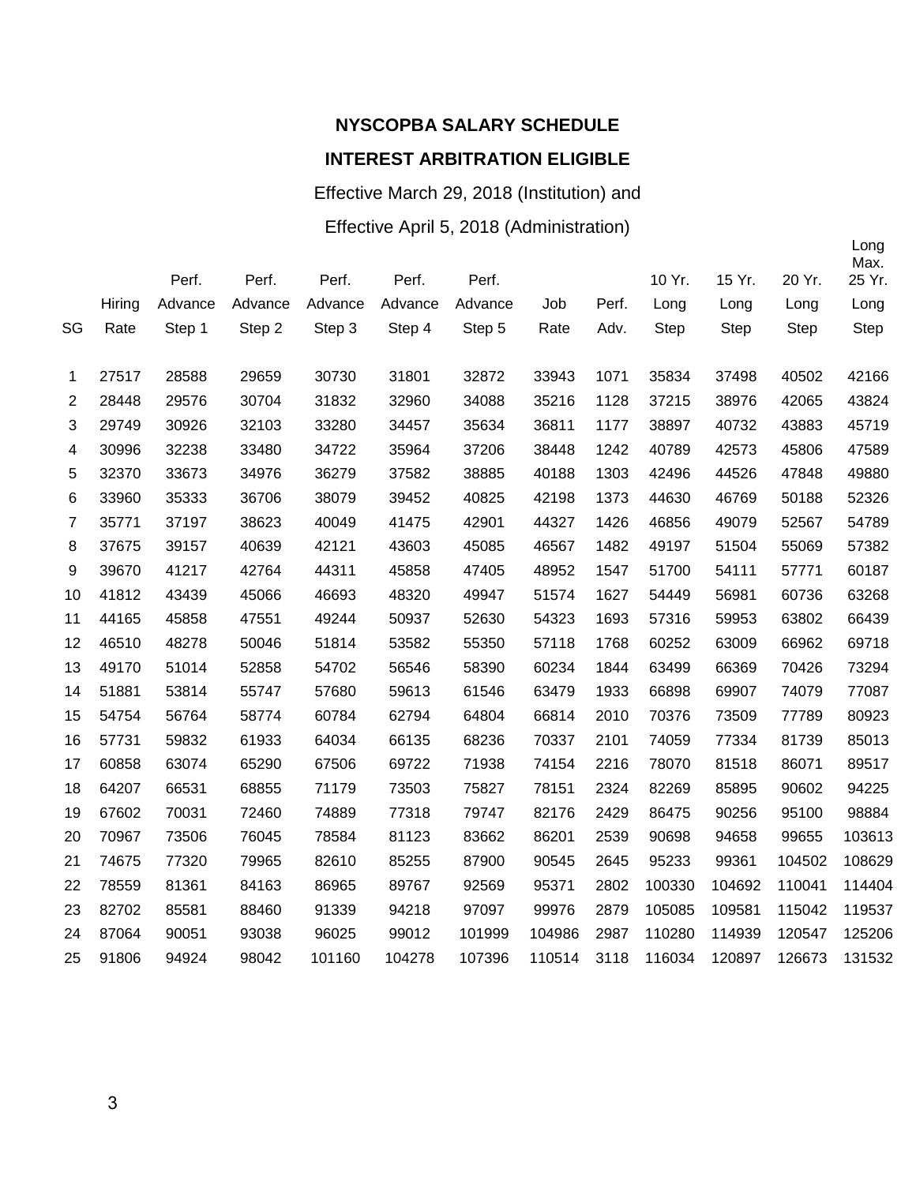**NYSCOPBA SALARY SCHEDULE**

**INTEREST ARBITRATION ELIGIBLE**

Effective March 29, 2018 (Institution) and

Effective April 5, 2018 (Administration)

| SG | Hiring Rate | Perf. Advance Step 1 | Perf. Advance Step 2 | Perf. Advance Step 3 | Perf. Advance Step 4 | Perf. Advance Step 5 | Job Rate | Perf. Adv. | 10 Yr. Long Step | 15 Yr. Long Step | 20 Yr. Long Step | Long Max. 25 Yr. Long Step |
|---|---|---|---|---|---|---|---|---|---|---|---|---|
| 1 | 27517 | 28588 | 29659 | 30730 | 31801 | 32872 | 33943 | 1071 | 35834 | 37498 | 40502 | 42166 |
| 2 | 28448 | 29576 | 30704 | 31832 | 32960 | 34088 | 35216 | 1128 | 37215 | 38976 | 42065 | 43824 |
| 3 | 29749 | 30926 | 32103 | 33280 | 34457 | 35634 | 36811 | 1177 | 38897 | 40732 | 43883 | 45719 |
| 4 | 30996 | 32238 | 33480 | 34722 | 35964 | 37206 | 38448 | 1242 | 40789 | 42573 | 45806 | 47589 |
| 5 | 32370 | 33673 | 34976 | 36279 | 37582 | 38885 | 40188 | 1303 | 42496 | 44526 | 47848 | 49880 |
| 6 | 33960 | 35333 | 36706 | 38079 | 39452 | 40825 | 42198 | 1373 | 44630 | 46769 | 50188 | 52326 |
| 7 | 35771 | 37197 | 38623 | 40049 | 41475 | 42901 | 44327 | 1426 | 46856 | 49079 | 52567 | 54789 |
| 8 | 37675 | 39157 | 40639 | 42121 | 43603 | 45085 | 46567 | 1482 | 49197 | 51504 | 55069 | 57382 |
| 9 | 39670 | 41217 | 42764 | 44311 | 45858 | 47405 | 48952 | 1547 | 51700 | 54111 | 57771 | 60187 |
| 10 | 41812 | 43439 | 45066 | 46693 | 48320 | 49947 | 51574 | 1627 | 54449 | 56981 | 60736 | 63268 |
| 11 | 44165 | 45858 | 47551 | 49244 | 50937 | 52630 | 54323 | 1693 | 57316 | 59953 | 63802 | 66439 |
| 12 | 46510 | 48278 | 50046 | 51814 | 53582 | 55350 | 57118 | 1768 | 60252 | 63009 | 66962 | 69718 |
| 13 | 49170 | 51014 | 52858 | 54702 | 56546 | 58390 | 60234 | 1844 | 63499 | 66369 | 70426 | 73294 |
| 14 | 51881 | 53814 | 55747 | 57680 | 59613 | 61546 | 63479 | 1933 | 66898 | 69907 | 74079 | 77087 |
| 15 | 54754 | 56764 | 58774 | 60784 | 62794 | 64804 | 66814 | 2010 | 70376 | 73509 | 77789 | 80923 |
| 16 | 57731 | 59832 | 61933 | 64034 | 66135 | 68236 | 70337 | 2101 | 74059 | 77334 | 81739 | 85013 |
| 17 | 60858 | 63074 | 65290 | 67506 | 69722 | 71938 | 74154 | 2216 | 78070 | 81518 | 86071 | 89517 |
| 18 | 64207 | 66531 | 68855 | 71179 | 73503 | 75827 | 78151 | 2324 | 82269 | 85895 | 90602 | 94225 |
| 19 | 67602 | 70031 | 72460 | 74889 | 77318 | 79747 | 82176 | 2429 | 86475 | 90256 | 95100 | 98884 |
| 20 | 70967 | 73506 | 76045 | 78584 | 81123 | 83662 | 86201 | 2539 | 90698 | 94658 | 99655 | 103613 |
| 21 | 74675 | 77320 | 79965 | 82610 | 85255 | 87900 | 90545 | 2645 | 95233 | 99361 | 104502 | 108629 |
| 22 | 78559 | 81361 | 84163 | 86965 | 89767 | 92569 | 95371 | 2802 | 100330 | 104692 | 110041 | 114404 |
| 23 | 82702 | 85581 | 88460 | 91339 | 94218 | 97097 | 99976 | 2879 | 105085 | 109581 | 115042 | 119537 |
| 24 | 87064 | 90051 | 93038 | 96025 | 99012 | 101999 | 104986 | 2987 | 110280 | 114939 | 120547 | 125206 |
| 25 | 91806 | 94924 | 98042 | 101160 | 104278 | 107396 | 110514 | 3118 | 116034 | 120897 | 126673 | 131532 |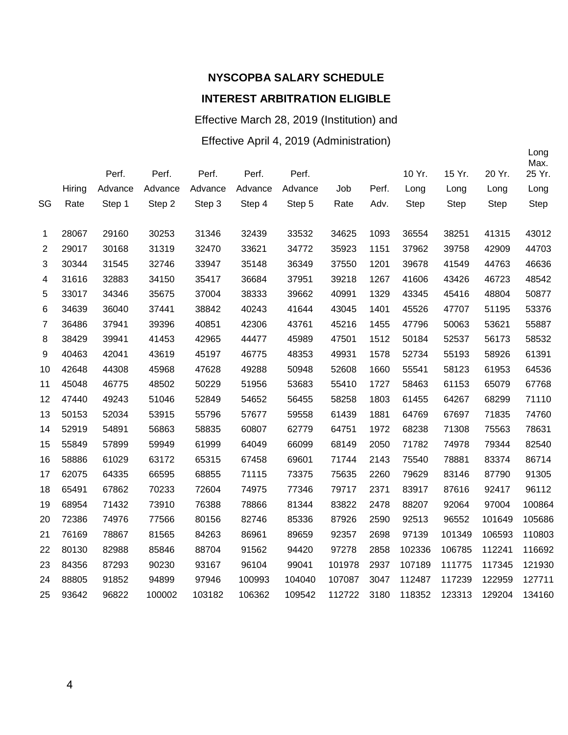**NYSCOPBA SALARY SCHEDULE**

**INTEREST ARBITRATION ELIGIBLE**

Effective March 28, 2019 (Institution) and

Effective April 4, 2019 (Administration)

| SG | Hiring Rate | Perf. Advance Step 1 | Perf. Advance Step 2 | Perf. Advance Step 3 | Perf. Advance Step 4 | Perf. Advance Step 5 | Job Rate | Perf. Adv. | 10 Yr. Long Step | 15 Yr. Long Step | 20 Yr. Long Step | Long Max. 25 Yr. Long Step |
|---|---|---|---|---|---|---|---|---|---|---|---|---|
| 1 | 28067 | 29160 | 30253 | 31346 | 32439 | 33532 | 34625 | 1093 | 36554 | 38251 | 41315 | 43012 |
| 2 | 29017 | 30168 | 31319 | 32470 | 33621 | 34772 | 35923 | 1151 | 37962 | 39758 | 42909 | 44703 |
| 3 | 30344 | 31545 | 32746 | 33947 | 35148 | 36349 | 37550 | 1201 | 39678 | 41549 | 44763 | 46636 |
| 4 | 31616 | 32883 | 34150 | 35417 | 36684 | 37951 | 39218 | 1267 | 41606 | 43426 | 46723 | 48542 |
| 5 | 33017 | 34346 | 35675 | 37004 | 38333 | 39662 | 40991 | 1329 | 43345 | 45416 | 48804 | 50877 |
| 6 | 34639 | 36040 | 37441 | 38842 | 40243 | 41644 | 43045 | 1401 | 45526 | 47707 | 51195 | 53376 |
| 7 | 36486 | 37941 | 39396 | 40851 | 42306 | 43761 | 45216 | 1455 | 47796 | 50063 | 53621 | 55887 |
| 8 | 38429 | 39941 | 41453 | 42965 | 44477 | 45989 | 47501 | 1512 | 50184 | 52537 | 56173 | 58532 |
| 9 | 40463 | 42041 | 43619 | 45197 | 46775 | 48353 | 49931 | 1578 | 52734 | 55193 | 58926 | 61391 |
| 10 | 42648 | 44308 | 45968 | 47628 | 49288 | 50948 | 52608 | 1660 | 55541 | 58123 | 61953 | 64536 |
| 11 | 45048 | 46775 | 48502 | 50229 | 51956 | 53683 | 55410 | 1727 | 58463 | 61153 | 65079 | 67768 |
| 12 | 47440 | 49243 | 51046 | 52849 | 54652 | 56455 | 58258 | 1803 | 61455 | 64267 | 68299 | 71110 |
| 13 | 50153 | 52034 | 53915 | 55796 | 57677 | 59558 | 61439 | 1881 | 64769 | 67697 | 71835 | 74760 |
| 14 | 52919 | 54891 | 56863 | 58835 | 60807 | 62779 | 64751 | 1972 | 68238 | 71308 | 75563 | 78631 |
| 15 | 55849 | 57899 | 59949 | 61999 | 64049 | 66099 | 68149 | 2050 | 71782 | 74978 | 79344 | 82540 |
| 16 | 58886 | 61029 | 63172 | 65315 | 67458 | 69601 | 71744 | 2143 | 75540 | 78881 | 83374 | 86714 |
| 17 | 62075 | 64335 | 66595 | 68855 | 71115 | 73375 | 75635 | 2260 | 79629 | 83146 | 87790 | 91305 |
| 18 | 65491 | 67862 | 70233 | 72604 | 74975 | 77346 | 79717 | 2371 | 83917 | 87616 | 92417 | 96112 |
| 19 | 68954 | 71432 | 73910 | 76388 | 78866 | 81344 | 83822 | 2478 | 88207 | 92064 | 97004 | 100864 |
| 20 | 72386 | 74976 | 77566 | 80156 | 82746 | 85336 | 87926 | 2590 | 92513 | 96552 | 101649 | 105686 |
| 21 | 76169 | 78867 | 81565 | 84263 | 86961 | 89659 | 92357 | 2698 | 97139 | 101349 | 106593 | 110803 |
| 22 | 80130 | 82988 | 85846 | 88704 | 91562 | 94420 | 97278 | 2858 | 102336 | 106785 | 112241 | 116692 |
| 23 | 84356 | 87293 | 90230 | 93167 | 96104 | 99041 | 101978 | 2937 | 107189 | 111775 | 117345 | 121930 |
| 24 | 88805 | 91852 | 94899 | 97946 | 100993 | 104040 | 107087 | 3047 | 112487 | 117239 | 122959 | 127711 |
| 25 | 93642 | 96822 | 100002 | 103182 | 106362 | 109542 | 112722 | 3180 | 118352 | 123313 | 129204 | 134160 |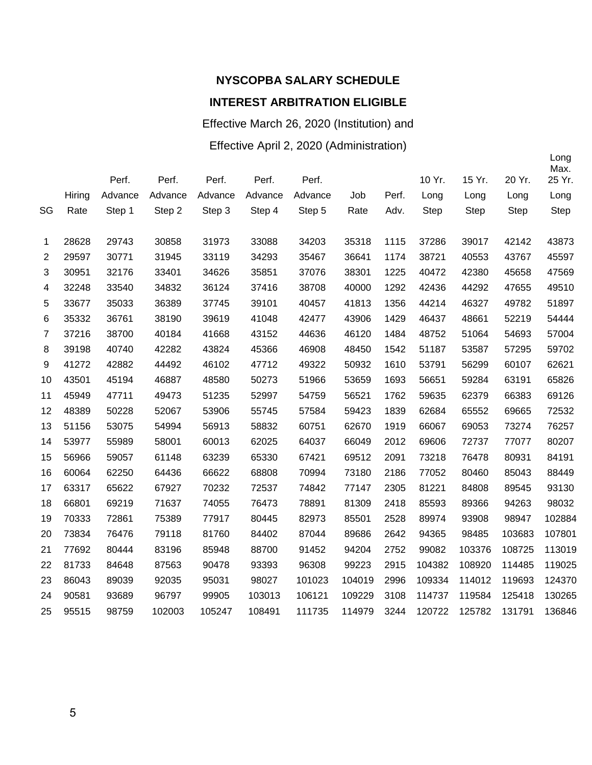**NYSCOPBA SALARY SCHEDULE**

**INTEREST ARBITRATION ELIGIBLE**

Effective March 26, 2020 (Institution) and

Effective April 2, 2020 (Administration)

| SG | Hiring Rate | Perf. Advance Step 1 | Perf. Advance Step 2 | Perf. Advance Step 3 | Perf. Advance Step 4 | Perf. Advance Step 5 | Job Rate | Perf. Adv. | 10 Yr. Long Step | 15 Yr. Long Step | 20 Yr. Long Step | Long Max. 25 Yr. Long Step |
|---|---|---|---|---|---|---|---|---|---|---|---|---|
| 1 | 28628 | 29743 | 30858 | 31973 | 33088 | 34203 | 35318 | 1115 | 37286 | 39017 | 42142 | 43873 |
| 2 | 29597 | 30771 | 31945 | 33119 | 34293 | 35467 | 36641 | 1174 | 38721 | 40553 | 43767 | 45597 |
| 3 | 30951 | 32176 | 33401 | 34626 | 35851 | 37076 | 38301 | 1225 | 40472 | 42380 | 45658 | 47569 |
| 4 | 32248 | 33540 | 34832 | 36124 | 37416 | 38708 | 40000 | 1292 | 42436 | 44292 | 47655 | 49510 |
| 5 | 33677 | 35033 | 36389 | 37745 | 39101 | 40457 | 41813 | 1356 | 44214 | 46327 | 49782 | 51897 |
| 6 | 35332 | 36761 | 38190 | 39619 | 41048 | 42477 | 43906 | 1429 | 46437 | 48661 | 52219 | 54444 |
| 7 | 37216 | 38700 | 40184 | 41668 | 43152 | 44636 | 46120 | 1484 | 48752 | 51064 | 54693 | 57004 |
| 8 | 39198 | 40740 | 42282 | 43824 | 45366 | 46908 | 48450 | 1542 | 51187 | 53587 | 57295 | 59702 |
| 9 | 41272 | 42882 | 44492 | 46102 | 47712 | 49322 | 50932 | 1610 | 53791 | 56299 | 60107 | 62621 |
| 10 | 43501 | 45194 | 46887 | 48580 | 50273 | 51966 | 53659 | 1693 | 56651 | 59284 | 63191 | 65826 |
| 11 | 45949 | 47711 | 49473 | 51235 | 52997 | 54759 | 56521 | 1762 | 59635 | 62379 | 66383 | 69126 |
| 12 | 48389 | 50228 | 52067 | 53906 | 55745 | 57584 | 59423 | 1839 | 62684 | 65552 | 69665 | 72532 |
| 13 | 51156 | 53075 | 54994 | 56913 | 58832 | 60751 | 62670 | 1919 | 66067 | 69053 | 73274 | 76257 |
| 14 | 53977 | 55989 | 58001 | 60013 | 62025 | 64037 | 66049 | 2012 | 69606 | 72737 | 77077 | 80207 |
| 15 | 56966 | 59057 | 61148 | 63239 | 65330 | 67421 | 69512 | 2091 | 73218 | 76478 | 80931 | 84191 |
| 16 | 60064 | 62250 | 64436 | 66622 | 68808 | 70994 | 73180 | 2186 | 77052 | 80460 | 85043 | 88449 |
| 17 | 63317 | 65622 | 67927 | 70232 | 72537 | 74842 | 77147 | 2305 | 81221 | 84808 | 89545 | 93130 |
| 18 | 66801 | 69219 | 71637 | 74055 | 76473 | 78891 | 81309 | 2418 | 85593 | 89366 | 94263 | 98032 |
| 19 | 70333 | 72861 | 75389 | 77917 | 80445 | 82973 | 85501 | 2528 | 89974 | 93908 | 98947 | 102884 |
| 20 | 73834 | 76476 | 79118 | 81760 | 84402 | 87044 | 89686 | 2642 | 94365 | 98485 | 103683 | 107801 |
| 21 | 77692 | 80444 | 83196 | 85948 | 88700 | 91452 | 94204 | 2752 | 99082 | 103376 | 108725 | 113019 |
| 22 | 81733 | 84648 | 87563 | 90478 | 93393 | 96308 | 99223 | 2915 | 104382 | 108920 | 114485 | 119025 |
| 23 | 86043 | 89039 | 92035 | 95031 | 98027 | 101023 | 104019 | 2996 | 109334 | 114012 | 119693 | 124370 |
| 24 | 90581 | 93689 | 96797 | 99905 | 103013 | 106121 | 109229 | 3108 | 114737 | 119584 | 125418 | 130265 |
| 25 | 95515 | 98759 | 102003 | 105247 | 108491 | 111735 | 114979 | 3244 | 120722 | 125782 | 131791 | 136846 |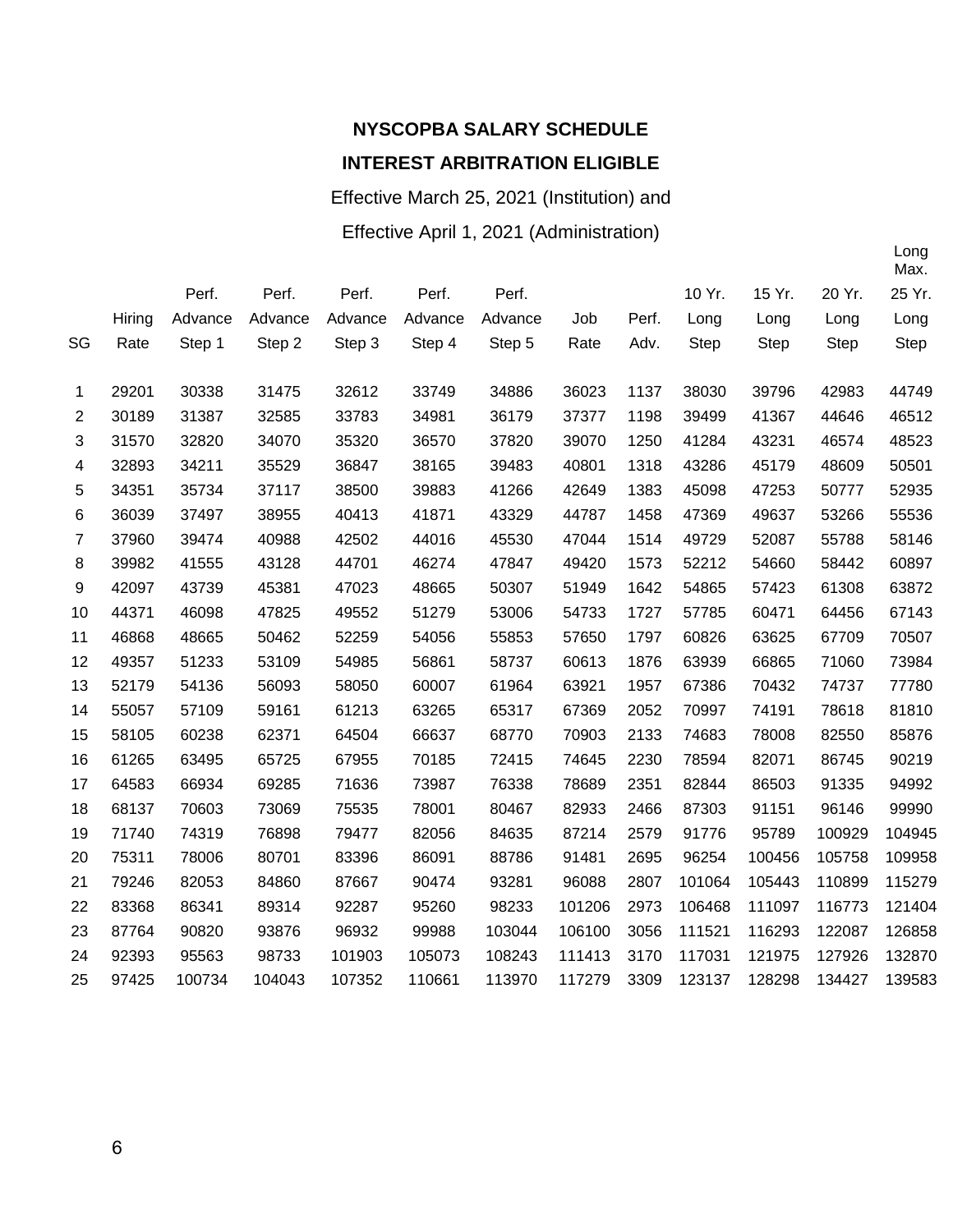**NYSCOPBA SALARY SCHEDULE**

**INTEREST ARBITRATION ELIGIBLE**

Effective March 25, 2021 (Institution) and

Effective April 1, 2021 (Administration)

| SG | Hiring Rate | Perf. Advance Step 1 | Perf. Advance Step 2 | Perf. Advance Step 3 | Perf. Advance Step 4 | Perf. Advance Step 5 | Job Rate | Perf. Adv. | 10 Yr. Long Step | 15 Yr. Long Step | 20 Yr. Long Step | Long Max. 25 Yr. Long Step |
|---|---|---|---|---|---|---|---|---|---|---|---|---|
| 1 | 29201 | 30338 | 31475 | 32612 | 33749 | 34886 | 36023 | 1137 | 38030 | 39796 | 42983 | 44749 |
| 2 | 30189 | 31387 | 32585 | 33783 | 34981 | 36179 | 37377 | 1198 | 39499 | 41367 | 44646 | 46512 |
| 3 | 31570 | 32820 | 34070 | 35320 | 36570 | 37820 | 39070 | 1250 | 41284 | 43231 | 46574 | 48523 |
| 4 | 32893 | 34211 | 35529 | 36847 | 38165 | 39483 | 40801 | 1318 | 43286 | 45179 | 48609 | 50501 |
| 5 | 34351 | 35734 | 37117 | 38500 | 39883 | 41266 | 42649 | 1383 | 45098 | 47253 | 50777 | 52935 |
| 6 | 36039 | 37497 | 38955 | 40413 | 41871 | 43329 | 44787 | 1458 | 47369 | 49637 | 53266 | 55536 |
| 7 | 37960 | 39474 | 40988 | 42502 | 44016 | 45530 | 47044 | 1514 | 49729 | 52087 | 55788 | 58146 |
| 8 | 39982 | 41555 | 43128 | 44701 | 46274 | 47847 | 49420 | 1573 | 52212 | 54660 | 58442 | 60897 |
| 9 | 42097 | 43739 | 45381 | 47023 | 48665 | 50307 | 51949 | 1642 | 54865 | 57423 | 61308 | 63872 |
| 10 | 44371 | 46098 | 47825 | 49552 | 51279 | 53006 | 54733 | 1727 | 57785 | 60471 | 64456 | 67143 |
| 11 | 46868 | 48665 | 50462 | 52259 | 54056 | 55853 | 57650 | 1797 | 60826 | 63625 | 67709 | 70507 |
| 12 | 49357 | 51233 | 53109 | 54985 | 56861 | 58737 | 60613 | 1876 | 63939 | 66865 | 71060 | 73984 |
| 13 | 52179 | 54136 | 56093 | 58050 | 60007 | 61964 | 63921 | 1957 | 67386 | 70432 | 74737 | 77780 |
| 14 | 55057 | 57109 | 59161 | 61213 | 63265 | 65317 | 67369 | 2052 | 70997 | 74191 | 78618 | 81810 |
| 15 | 58105 | 60238 | 62371 | 64504 | 66637 | 68770 | 70903 | 2133 | 74683 | 78008 | 82550 | 85876 |
| 16 | 61265 | 63495 | 65725 | 67955 | 70185 | 72415 | 74645 | 2230 | 78594 | 82071 | 86745 | 90219 |
| 17 | 64583 | 66934 | 69285 | 71636 | 73987 | 76338 | 78689 | 2351 | 82844 | 86503 | 91335 | 94992 |
| 18 | 68137 | 70603 | 73069 | 75535 | 78001 | 80467 | 82933 | 2466 | 87303 | 91151 | 96146 | 99990 |
| 19 | 71740 | 74319 | 76898 | 79477 | 82056 | 84635 | 87214 | 2579 | 91776 | 95789 | 100929 | 104945 |
| 20 | 75311 | 78006 | 80701 | 83396 | 86091 | 88786 | 91481 | 2695 | 96254 | 100456 | 105758 | 109958 |
| 21 | 79246 | 82053 | 84860 | 87667 | 90474 | 93281 | 96088 | 2807 | 101064 | 105443 | 110899 | 115279 |
| 22 | 83368 | 86341 | 89314 | 92287 | 95260 | 98233 | 101206 | 2973 | 106468 | 111097 | 116773 | 121404 |
| 23 | 87764 | 90820 | 93876 | 96932 | 99988 | 103044 | 106100 | 3056 | 111521 | 116293 | 122087 | 126858 |
| 24 | 92393 | 95563 | 98733 | 101903 | 105073 | 108243 | 111413 | 3170 | 117031 | 121975 | 127926 | 132870 |
| 25 | 97425 | 100734 | 104043 | 107352 | 110661 | 113970 | 117279 | 3309 | 123137 | 128298 | 134427 | 139583 |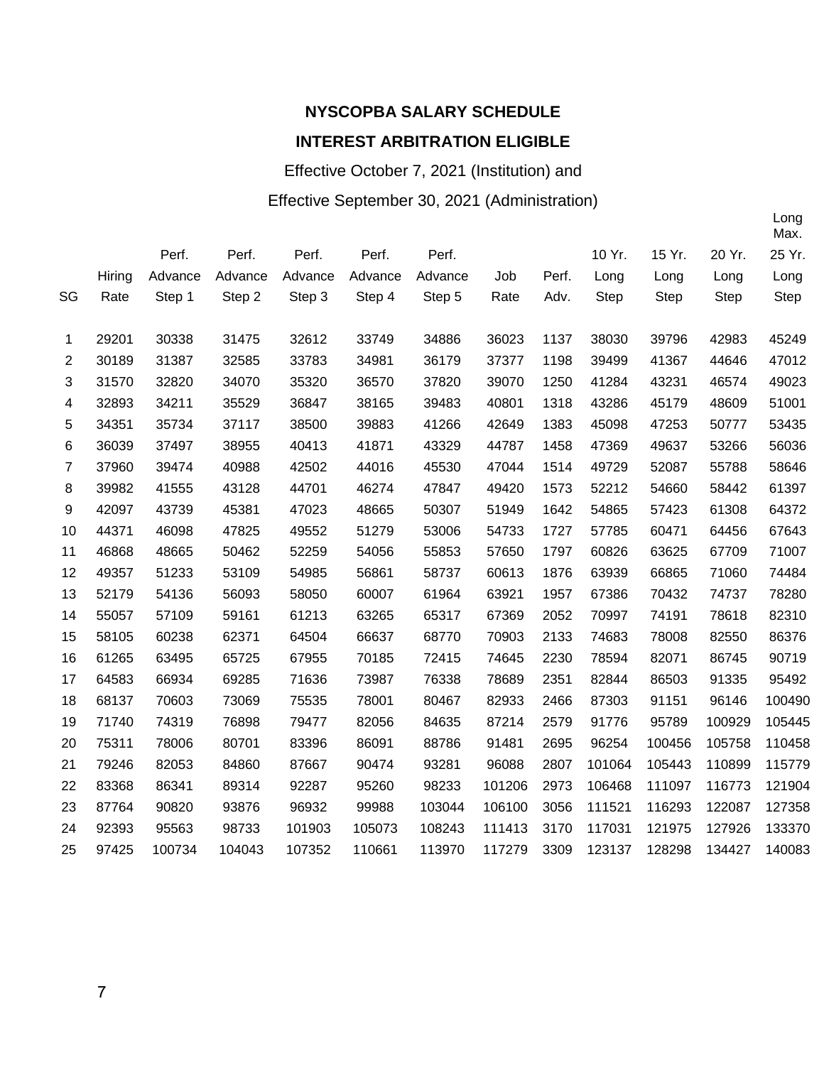**NYSCOPBA SALARY SCHEDULE**

**INTEREST ARBITRATION ELIGIBLE**

Effective October 7, 2021 (Institution) and

Effective September 30, 2021 (Administration)

| SG | Hiring Rate | Perf. Advance Step 1 | Perf. Advance Step 2 | Perf. Advance Step 3 | Perf. Advance Step 4 | Perf. Advance Step 5 | Job Rate | Perf. Adv. | 10 Yr. Long Step | 15 Yr. Long Step | 20 Yr. Long Step | Long Max. 25 Yr. Long Step |
|---|---|---|---|---|---|---|---|---|---|---|---|---|
| 1 | 29201 | 30338 | 31475 | 32612 | 33749 | 34886 | 36023 | 1137 | 38030 | 39796 | 42983 | 45249 |
| 2 | 30189 | 31387 | 32585 | 33783 | 34981 | 36179 | 37377 | 1198 | 39499 | 41367 | 44646 | 47012 |
| 3 | 31570 | 32820 | 34070 | 35320 | 36570 | 37820 | 39070 | 1250 | 41284 | 43231 | 46574 | 49023 |
| 4 | 32893 | 34211 | 35529 | 36847 | 38165 | 39483 | 40801 | 1318 | 43286 | 45179 | 48609 | 51001 |
| 5 | 34351 | 35734 | 37117 | 38500 | 39883 | 41266 | 42649 | 1383 | 45098 | 47253 | 50777 | 53435 |
| 6 | 36039 | 37497 | 38955 | 40413 | 41871 | 43329 | 44787 | 1458 | 47369 | 49637 | 53266 | 56036 |
| 7 | 37960 | 39474 | 40988 | 42502 | 44016 | 45530 | 47044 | 1514 | 49729 | 52087 | 55788 | 58646 |
| 8 | 39982 | 41555 | 43128 | 44701 | 46274 | 47847 | 49420 | 1573 | 52212 | 54660 | 58442 | 61397 |
| 9 | 42097 | 43739 | 45381 | 47023 | 48665 | 50307 | 51949 | 1642 | 54865 | 57423 | 61308 | 64372 |
| 10 | 44371 | 46098 | 47825 | 49552 | 51279 | 53006 | 54733 | 1727 | 57785 | 60471 | 64456 | 67643 |
| 11 | 46868 | 48665 | 50462 | 52259 | 54056 | 55853 | 57650 | 1797 | 60826 | 63625 | 67709 | 71007 |
| 12 | 49357 | 51233 | 53109 | 54985 | 56861 | 58737 | 60613 | 1876 | 63939 | 66865 | 71060 | 74484 |
| 13 | 52179 | 54136 | 56093 | 58050 | 60007 | 61964 | 63921 | 1957 | 67386 | 70432 | 74737 | 78280 |
| 14 | 55057 | 57109 | 59161 | 61213 | 63265 | 65317 | 67369 | 2052 | 70997 | 74191 | 78618 | 82310 |
| 15 | 58105 | 60238 | 62371 | 64504 | 66637 | 68770 | 70903 | 2133 | 74683 | 78008 | 82550 | 86376 |
| 16 | 61265 | 63495 | 65725 | 67955 | 70185 | 72415 | 74645 | 2230 | 78594 | 82071 | 86745 | 90719 |
| 17 | 64583 | 66934 | 69285 | 71636 | 73987 | 76338 | 78689 | 2351 | 82844 | 86503 | 91335 | 95492 |
| 18 | 68137 | 70603 | 73069 | 75535 | 78001 | 80467 | 82933 | 2466 | 87303 | 91151 | 96146 | 100490 |
| 19 | 71740 | 74319 | 76898 | 79477 | 82056 | 84635 | 87214 | 2579 | 91776 | 95789 | 100929 | 105445 |
| 20 | 75311 | 78006 | 80701 | 83396 | 86091 | 88786 | 91481 | 2695 | 96254 | 100456 | 105758 | 110458 |
| 21 | 79246 | 82053 | 84860 | 87667 | 90474 | 93281 | 96088 | 2807 | 101064 | 105443 | 110899 | 115779 |
| 22 | 83368 | 86341 | 89314 | 92287 | 95260 | 98233 | 101206 | 2973 | 106468 | 111097 | 116773 | 121904 |
| 23 | 87764 | 90820 | 93876 | 96932 | 99988 | 103044 | 106100 | 3056 | 111521 | 116293 | 122087 | 127358 |
| 24 | 92393 | 95563 | 98733 | 101903 | 105073 | 108243 | 111413 | 3170 | 117031 | 121975 | 127926 | 133370 |
| 25 | 97425 | 100734 | 104043 | 107352 | 110661 | 113970 | 117279 | 3309 | 123137 | 128298 | 134427 | 140083 |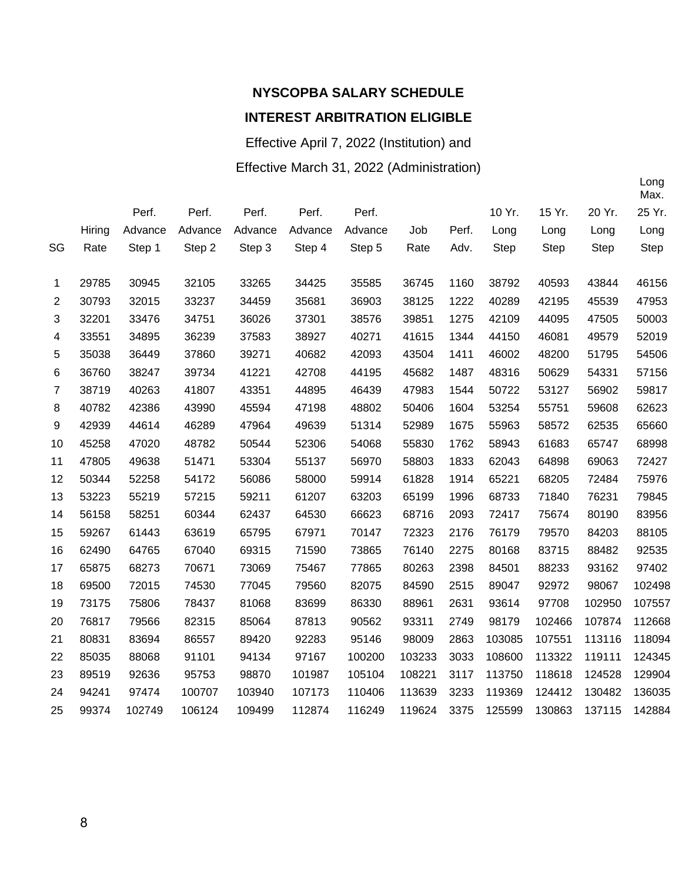**NYSCOPBA SALARY SCHEDULE**

**INTEREST ARBITRATION ELIGIBLE**

Effective April 7, 2022 (Institution) and

Effective March 31, 2022 (Administration)

| SG | Hiring Rate | Perf. Advance Step 1 | Perf. Advance Step 2 | Perf. Advance Step 3 | Perf. Advance Step 4 | Perf. Advance Step 5 | Job Rate | Perf. Adv. | 10 Yr. Long Step | 15 Yr. Long Step | 20 Yr. Long Step | Long Max. 25 Yr. Long Step |
|---|---|---|---|---|---|---|---|---|---|---|---|---|
| 1 | 29785 | 30945 | 32105 | 33265 | 34425 | 35585 | 36745 | 1160 | 38792 | 40593 | 43844 | 46156 |
| 2 | 30793 | 32015 | 33237 | 34459 | 35681 | 36903 | 38125 | 1222 | 40289 | 42195 | 45539 | 47953 |
| 3 | 32201 | 33476 | 34751 | 36026 | 37301 | 38576 | 39851 | 1275 | 42109 | 44095 | 47505 | 50003 |
| 4 | 33551 | 34895 | 36239 | 37583 | 38927 | 40271 | 41615 | 1344 | 44150 | 46081 | 49579 | 52019 |
| 5 | 35038 | 36449 | 37860 | 39271 | 40682 | 42093 | 43504 | 1411 | 46002 | 48200 | 51795 | 54506 |
| 6 | 36760 | 38247 | 39734 | 41221 | 42708 | 44195 | 45682 | 1487 | 48316 | 50629 | 54331 | 57156 |
| 7 | 38719 | 40263 | 41807 | 43351 | 44895 | 46439 | 47983 | 1544 | 50722 | 53127 | 56902 | 59817 |
| 8 | 40782 | 42386 | 43990 | 45594 | 47198 | 48802 | 50406 | 1604 | 53254 | 55751 | 59608 | 62623 |
| 9 | 42939 | 44614 | 46289 | 47964 | 49639 | 51314 | 52989 | 1675 | 55963 | 58572 | 62535 | 65660 |
| 10 | 45258 | 47020 | 48782 | 50544 | 52306 | 54068 | 55830 | 1762 | 58943 | 61683 | 65747 | 68998 |
| 11 | 47805 | 49638 | 51471 | 53304 | 55137 | 56970 | 58803 | 1833 | 62043 | 64898 | 69063 | 72427 |
| 12 | 50344 | 52258 | 54172 | 56086 | 58000 | 59914 | 61828 | 1914 | 65221 | 68205 | 72484 | 75976 |
| 13 | 53223 | 55219 | 57215 | 59211 | 61207 | 63203 | 65199 | 1996 | 68733 | 71840 | 76231 | 79845 |
| 14 | 56158 | 58251 | 60344 | 62437 | 64530 | 66623 | 68716 | 2093 | 72417 | 75674 | 80190 | 83956 |
| 15 | 59267 | 61443 | 63619 | 65795 | 67971 | 70147 | 72323 | 2176 | 76179 | 79570 | 84203 | 88105 |
| 16 | 62490 | 64765 | 67040 | 69315 | 71590 | 73865 | 76140 | 2275 | 80168 | 83715 | 88482 | 92535 |
| 17 | 65875 | 68273 | 70671 | 73069 | 75467 | 77865 | 80263 | 2398 | 84501 | 88233 | 93162 | 97402 |
| 18 | 69500 | 72015 | 74530 | 77045 | 79560 | 82075 | 84590 | 2515 | 89047 | 92972 | 98067 | 102498 |
| 19 | 73175 | 75806 | 78437 | 81068 | 83699 | 86330 | 88961 | 2631 | 93614 | 97708 | 102950 | 107557 |
| 20 | 76817 | 79566 | 82315 | 85064 | 87813 | 90562 | 93311 | 2749 | 98179 | 102466 | 107874 | 112668 |
| 21 | 80831 | 83694 | 86557 | 89420 | 92283 | 95146 | 98009 | 2863 | 103085 | 107551 | 113116 | 118094 |
| 22 | 85035 | 88068 | 91101 | 94134 | 97167 | 100200 | 103233 | 3033 | 108600 | 113322 | 119111 | 124345 |
| 23 | 89519 | 92636 | 95753 | 98870 | 101987 | 105104 | 108221 | 3117 | 113750 | 118618 | 124528 | 129904 |
| 24 | 94241 | 97474 | 100707 | 103940 | 107173 | 110406 | 113639 | 3233 | 119369 | 124412 | 130482 | 136035 |
| 25 | 99374 | 102749 | 106124 | 109499 | 112874 | 116249 | 119624 | 3375 | 125599 | 130863 | 137115 | 142884 |